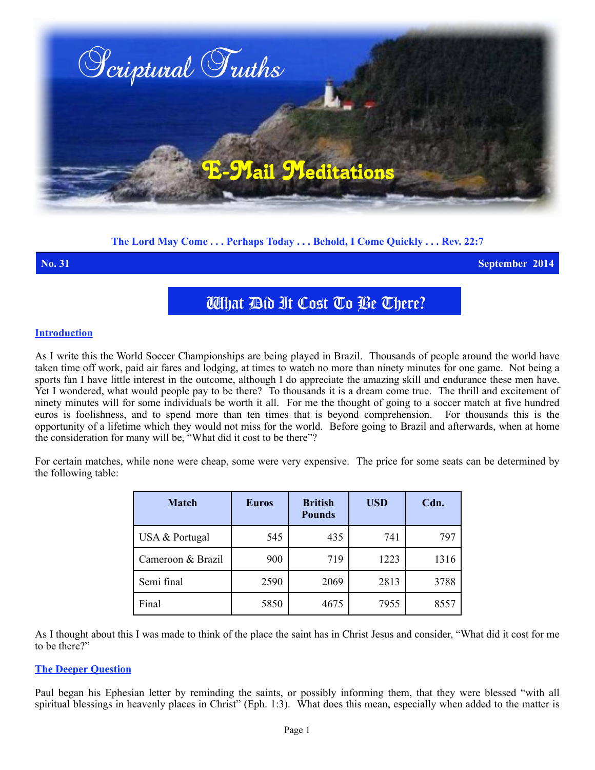# Scriptural Truths

## E-Mail Meditations

**The Lord May Come . . . Perhaps Today . . . Behold, I Come Quickly . . . Rev. 22:7**

**No. 31** **September 2014**

# What Did It Cost To Be There?

## Introduction

As I write this the World Soccer Championships are being played in Brazil. Thousands of people around the world have taken time off work, paid air fares and lodging, at times to watch no more than ninety minutes for one game. Not being a sports fan I have little interest in the outcome, although I do appreciate the amazing skill and endurance these men have. Yet I wondered, what would people pay to be there? To thousands it is a dream come true. The thrill and excitement of ninety minutes will for some individuals be worth it all. For me the thought of going to a soccer match at five hundred euros is foolishness, and to spend more than ten times that is beyond comprehension. For thousands this is the opportunity of a lifetime which they would not miss for the world. Before going to Brazil and afterwards, when at home the consideration for many will be, "What did it cost to be there"?

For certain matches, while none were cheap, some were very expensive. The price for some seats can be determined by the following table:

| Match | Euros | British Pounds | USD | Cdn. |
|---|---|---|---|---|
| USA & Portugal | 545 | 435 | 741 | 797 |
| Cameroon & Brazil | 900 | 719 | 1223 | 1316 |
| Semi final | 2590 | 2069 | 2813 | 3788 |
| Final | 5850 | 4675 | 7955 | 8557 |

As I thought about this I was made to think of the place the saint has in Christ Jesus and consider, "What did it cost for me to be there?"

## The Deeper Question

Paul began his Ephesian letter by reminding the saints, or possibly informing them, that they were blessed "with all spiritual blessings in heavenly places in Christ" (Eph. 1:3). What does this mean, especially when added to the matter is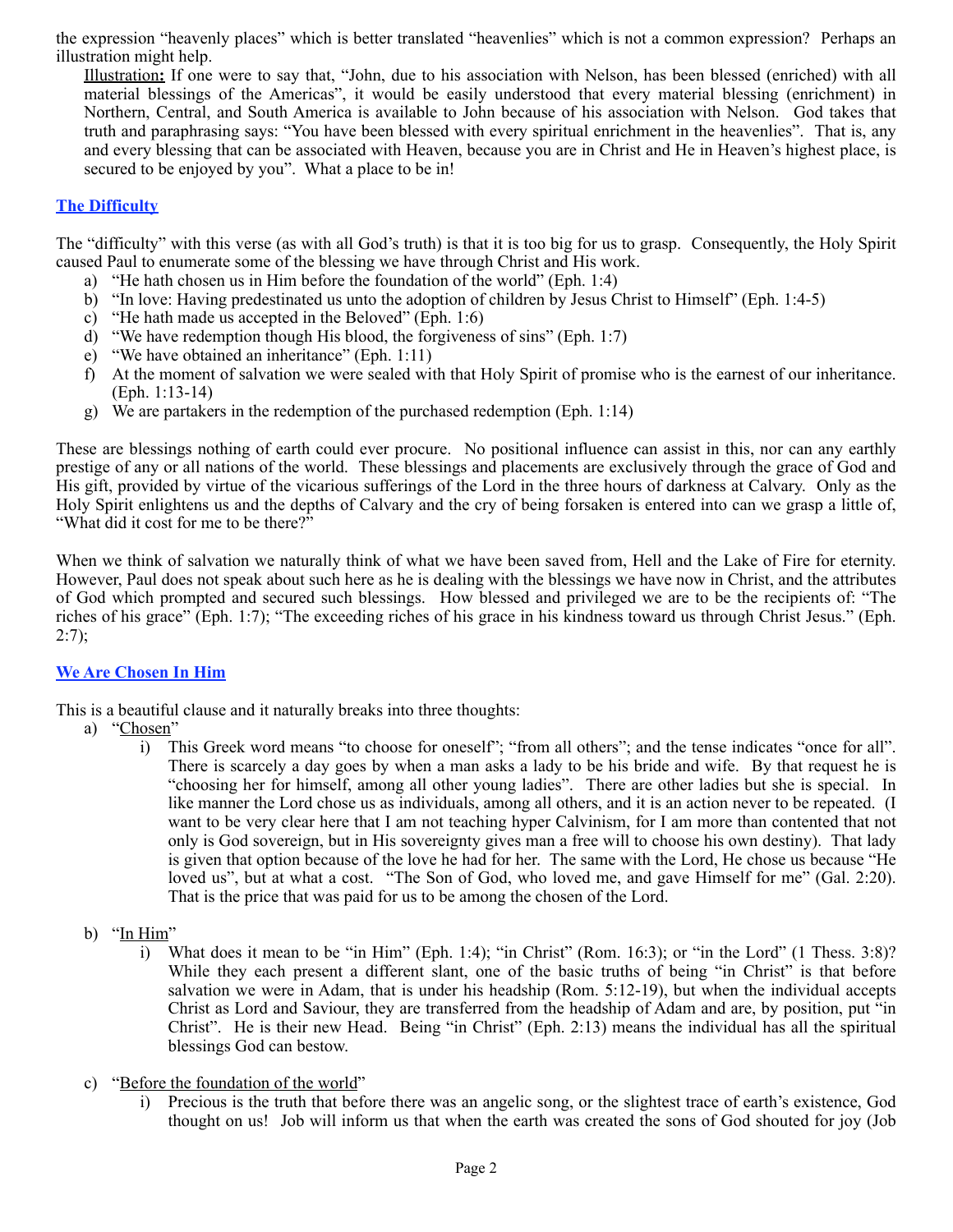the expression "heavenly places" which is better translated "heavenlies" which is not a common expression? Perhaps an illustration might help.

<u>Illustration</u>**:** If one were to say that, "John, due to his association with Nelson, has been blessed (enriched) with all material blessings of the Americas", it would be easily understood that every material blessing (enrichment) in Northern, Central, and South America is available to John because of his association with Nelson. God takes that truth and paraphrasing says: "You have been blessed with every spiritual enrichment in the heavenlies". That is, any and every blessing that can be associated with Heaven, because you are in Christ and He in Heaven's highest place, is secured to be enjoyed by you". What a place to be in!

### The Difficulty

The "difficulty" with this verse (as with all God's truth) is that it is too big for us to grasp. Consequently, the Holy Spirit caused Paul to enumerate some of the blessing we have through Christ and His work.

a) "He hath chosen us in Him before the foundation of the world" (Eph. 1:4)
b) "In love: Having predestinated us unto the adoption of children by Jesus Christ to Himself" (Eph. 1:4-5)
c) "He hath made us accepted in the Beloved" (Eph. 1:6)
d) "We have redemption though His blood, the forgiveness of sins" (Eph. 1:7)
e) "We have obtained an inheritance" (Eph. 1:11)
f) At the moment of salvation we were sealed with that Holy Spirit of promise who is the earnest of our inheritance. (Eph. 1:13-14)
g) We are partakers in the redemption of the purchased redemption (Eph. 1:14)

These are blessings nothing of earth could ever procure. No positional influence can assist in this, nor can any earthly prestige of any or all nations of the world. These blessings and placements are exclusively through the grace of God and His gift, provided by virtue of the vicarious sufferings of the Lord in the three hours of darkness at Calvary. Only as the Holy Spirit enlightens us and the depths of Calvary and the cry of being forsaken is entered into can we grasp a little of, "What did it cost for me to be there?"

When we think of salvation we naturally think of what we have been saved from, Hell and the Lake of Fire for eternity. However, Paul does not speak about such here as he is dealing with the blessings we have now in Christ, and the attributes of God which prompted and secured such blessings. How blessed and privileged we are to be the recipients of: "The riches of his grace" (Eph. 1:7); "The exceeding riches of his grace in his kindness toward us through Christ Jesus." (Eph. 2:7);

### We Are Chosen In Him

This is a beautiful clause and it naturally breaks into three thoughts:

a) "<u>Chosen</u>"
   i) This Greek word means "to choose for oneself"; "from all others"; and the tense indicates "once for all". There is scarcely a day goes by when a man asks a lady to be his bride and wife. By that request he is "choosing her for himself, among all other young ladies". There are other ladies but she is special. In like manner the Lord chose us as individuals, among all others, and it is an action never to be repeated. (I want to be very clear here that I am not teaching hyper Calvinism, for I am more than contented that not only is God sovereign, but in His sovereignty gives man a free will to choose his own destiny). That lady is given that option because of the love he had for her. The same with the Lord, He chose us because "He loved us", but at what a cost. "The Son of God, who loved me, and gave Himself for me" (Gal. 2:20). That is the price that was paid for us to be among the chosen of the Lord.

b) "<u>In Him</u>"
   i) What does it mean to be "in Him" (Eph. 1:4); "in Christ" (Rom. 16:3); or "in the Lord" (1 Thess. 3:8)? While they each present a different slant, one of the basic truths of being "in Christ" is that before salvation we were in Adam, that is under his headship (Rom. 5:12-19), but when the individual accepts Christ as Lord and Saviour, they are transferred from the headship of Adam and are, by position, put "in Christ". He is their new Head. Being "in Christ" (Eph. 2:13) means the individual has all the spiritual blessings God can bestow.

c) "<u>Before the foundation of the world</u>"
   i) Precious is the truth that before there was an angelic song, or the slightest trace of earth's existence, God thought on us! Job will inform us that when the earth was created the sons of God shouted for joy (Job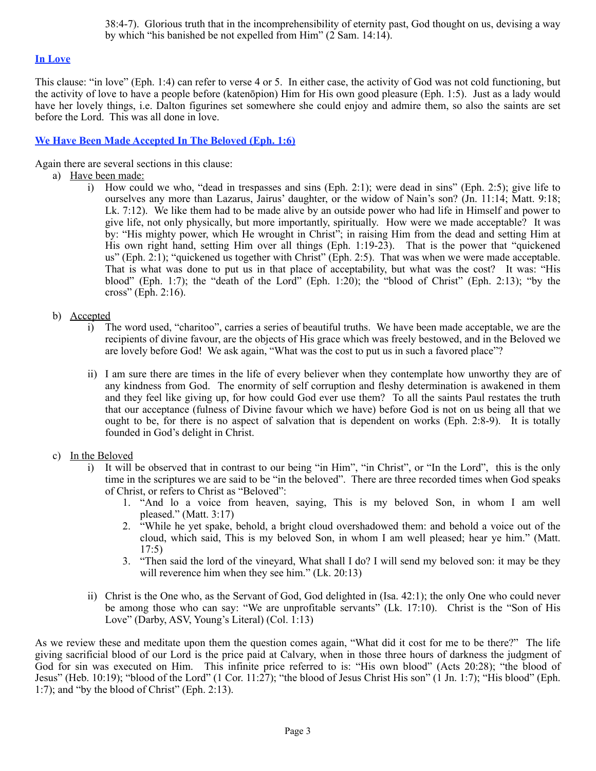38:4-7). Glorious truth that in the incomprehensibility of eternity past, God thought on us, devising a way by which "his banished be not expelled from Him" (2 Sam. 14:14).

## In Love

This clause: "in love" (Eph. 1:4) can refer to verse 4 or 5. In either case, the activity of God was not cold functioning, but the activity of love to have a people before (katenōpion) Him for His own good pleasure (Eph. 1:5). Just as a lady would have her lovely things, i.e. Dalton figurines set somewhere she could enjoy and admire them, so also the saints are set before the Lord. This was all done in love.

## We Have Been Made Accepted In The Beloved (Eph. 1:6)

Again there are several sections in this clause:

a) Have been made:
   i) How could we who, "dead in trespasses and sins (Eph. 2:1); were dead in sins" (Eph. 2:5); give life to ourselves any more than Lazarus, Jairus' daughter, or the widow of Nain's son? (Jn. 11:14; Matt. 9:18; Lk. 7:12). We like them had to be made alive by an outside power who had life in Himself and power to give life, not only physically, but more importantly, spiritually. How were we made acceptable? It was by: "His mighty power, which He wrought in Christ"; in raising Him from the dead and setting Him at His own right hand, setting Him over all things (Eph. 1:19-23). That is the power that "quickened us" (Eph. 2:1); "quickened us together with Christ" (Eph. 2:5). That was when we were made acceptable. That is what was done to put us in that place of acceptability, but what was the cost? It was: "His blood" (Eph. 1:7); the "death of the Lord" (Eph. 1:20); the "blood of Christ" (Eph. 2:13); "by the cross" (Eph. 2:16).

b) Accepted
   i) The word used, "charitoo", carries a series of beautiful truths. We have been made acceptable, we are the recipients of divine favour, are the objects of His grace which was freely bestowed, and in the Beloved we are lovely before God! We ask again, "What was the cost to put us in such a favored place"?

   ii) I am sure there are times in the life of every believer when they contemplate how unworthy they are of any kindness from God. The enormity of self corruption and fleshy determination is awakened in them and they feel like giving up, for how could God ever use them? To all the saints Paul restates the truth that our acceptance (fulness of Divine favour which we have) before God is not on us being all that we ought to be, for there is no aspect of salvation that is dependent on works (Eph. 2:8-9). It is totally founded in God's delight in Christ.

c) In the Beloved
   i) It will be observed that in contrast to our being "in Him", "in Christ", or "In the Lord", this is the only time in the scriptures we are said to be "in the beloved". There are three recorded times when God speaks of Christ, or refers to Christ as "Beloved":
      1. "And lo a voice from heaven, saying, This is my beloved Son, in whom I am well pleased." (Matt. 3:17)
      2. "While he yet spake, behold, a bright cloud overshadowed them: and behold a voice out of the cloud, which said, This is my beloved Son, in whom I am well pleased; hear ye him." (Matt. 17:5)
      3. "Then said the lord of the vineyard, What shall I do? I will send my beloved son: it may be they will reverence him when they see him." (Lk. 20:13)

   ii) Christ is the One who, as the Servant of God, God delighted in (Isa. 42:1); the only One who could never be among those who can say: "We are unprofitable servants" (Lk. 17:10). Christ is the "Son of His Love" (Darby, ASV, Young's Literal) (Col. 1:13)

As we review these and meditate upon them the question comes again, "What did it cost for me to be there?" The life giving sacrificial blood of our Lord is the price paid at Calvary, when in those three hours of darkness the judgment of God for sin was executed on Him. This infinite price referred to is: "His own blood" (Acts 20:28); "the blood of Jesus" (Heb. 10:19); "blood of the Lord" (1 Cor. 11:27); "the blood of Jesus Christ His son" (1 Jn. 1:7); "His blood" (Eph. 1:7); and "by the blood of Christ" (Eph. 2:13).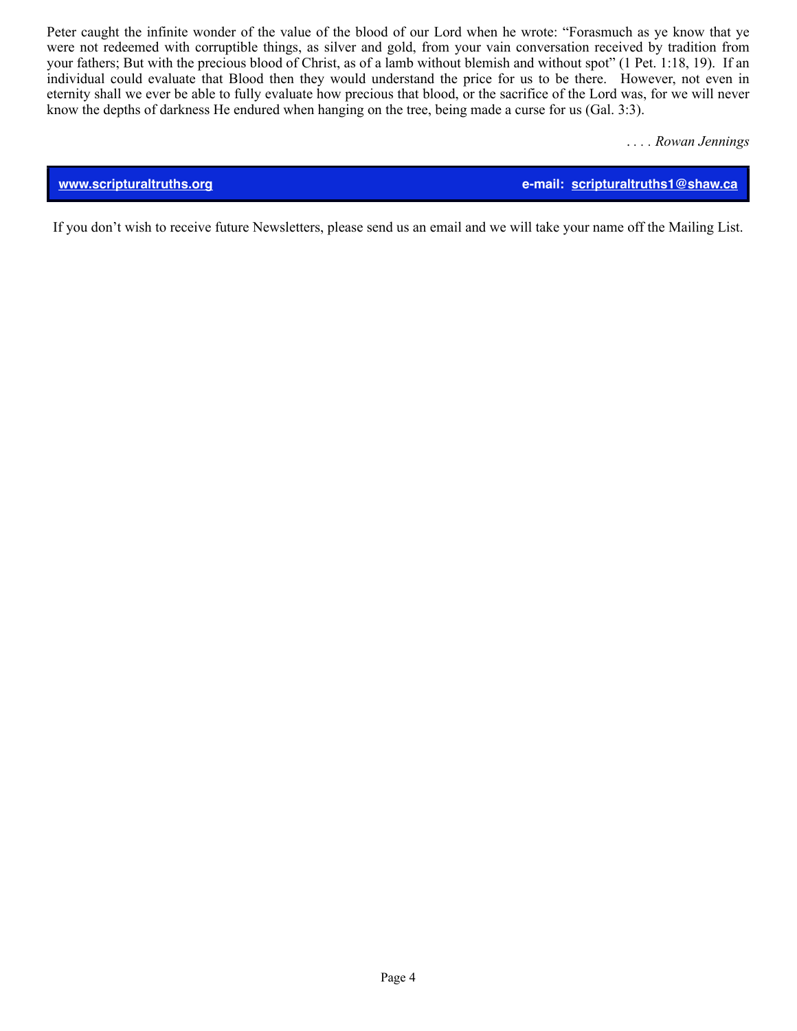Peter caught the infinite wonder of the value of the blood of our Lord when he wrote: "Forasmuch as ye know that ye were not redeemed with corruptible things, as silver and gold, from your vain conversation received by tradition from your fathers; But with the precious blood of Christ, as of a lamb without blemish and without spot" (1 Pet. 1:18, 19). If an individual could evaluate that Blood then they would understand the price for us to be there. However, not even in eternity shall we ever be able to fully evaluate how precious that blood, or the sacrifice of the Lord was, for we will never know the depths of darkness He endured when hanging on the tree, being made a curse for us (Gal. 3:3).

*. . . . Rowan Jennings*

**www.scripturaltruths.org** **e-mail: scripturaltruths1@shaw.ca**

If you don't wish to receive future Newsletters, please send us an email and we will take your name off the Mailing List.